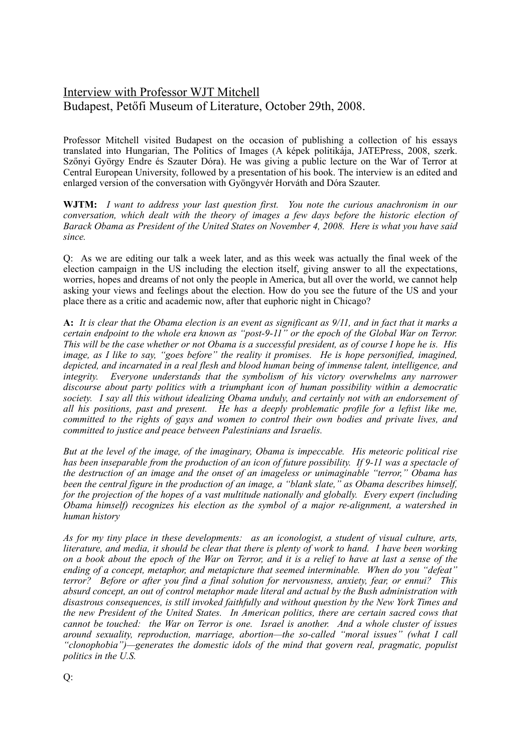Interview with Professor WJT Mitchell
Budapest, Petőfi Museum of Literature, October 29th, 2008.

Professor Mitchell visited Budapest on the occasion of publishing a collection of his essays translated into Hungarian, The Politics of Images (A képek politikája, JATEPress, 2008, szerk. Szőnyi György Endre és Szauter Dóra). He was giving a public lecture on the War of Terror at Central European University, followed by a presentation of his book. The interview is an edited and enlarged version of the conversation with Gyöngyvér Horváth and Dóra Szauter.

**WJTM:** *I want to address your last question first. You note the curious anachronism in our conversation, which dealt with the theory of images a few days before the historic election of Barack Obama as President of the United States on November 4, 2008. Here is what you have said since.*

Q: As we are editing our talk a week later, and as this week was actually the final week of the election campaign in the US including the election itself, giving answer to all the expectations, worries, hopes and dreams of not only the people in America, but all over the world, we cannot help asking your views and feelings about the election. How do you see the future of the US and your place there as a critic and academic now, after that euphoric night in Chicago?

**A:** *It is clear that the Obama election is an event as significant as 9/11, and in fact that it marks a certain endpoint to the whole era known as "post-9-11" or the epoch of the Global War on Terror. This will be the case whether or not Obama is a successful president, as of course I hope he is. His image, as I like to say, "goes before" the reality it promises. He is hope personified, imagined, depicted, and incarnated in a real flesh and blood human being of immense talent, intelligence, and integrity. Everyone understands that the symbolism of his victory overwhelms any narrower discourse about party politics with a triumphant icon of human possibility within a democratic society. I say all this without idealizing Obama unduly, and certainly not with an endorsement of all his positions, past and present. He has a deeply problematic profile for a leftist like me, committed to the rights of gays and women to control their own bodies and private lives, and committed to justice and peace between Palestinians and Israelis.*

*But at the level of the image, of the imaginary, Obama is impeccable. His meteoric political rise has been inseparable from the production of an icon of future possibility. If 9-11 was a spectacle of the destruction of an image and the onset of an imageless or unimaginable "terror," Obama has been the central figure in the production of an image, a "blank slate," as Obama describes himself, for the projection of the hopes of a vast multitude nationally and globally. Every expert (including Obama himself) recognizes his election as the symbol of a major re-alignment, a watershed in human history*

*As for my tiny place in these developments: as an iconologist, a student of visual culture, arts, literature, and media, it should be clear that there is plenty of work to hand. I have been working on a book about the epoch of the War on Terror, and it is a relief to have at last a sense of the ending of a concept, metaphor, and metapicture that seemed interminable. When do you "defeat" terror? Before or after you find a final solution for nervousness, anxiety, fear, or ennui? This absurd concept, an out of control metaphor made literal and actual by the Bush administration with disastrous consequences, is still invoked faithfully and without question by the New York Times and the new President of the United States. In American politics, there are certain sacred cows that cannot be touched: the War on Terror is one. Israel is another. And a whole cluster of issues around sexuality, reproduction, marriage, abortion—the so-called "moral issues" (what I call "clonophobia")—generates the domestic idols of the mind that govern real, pragmatic, populist politics in the U.S.*

Q: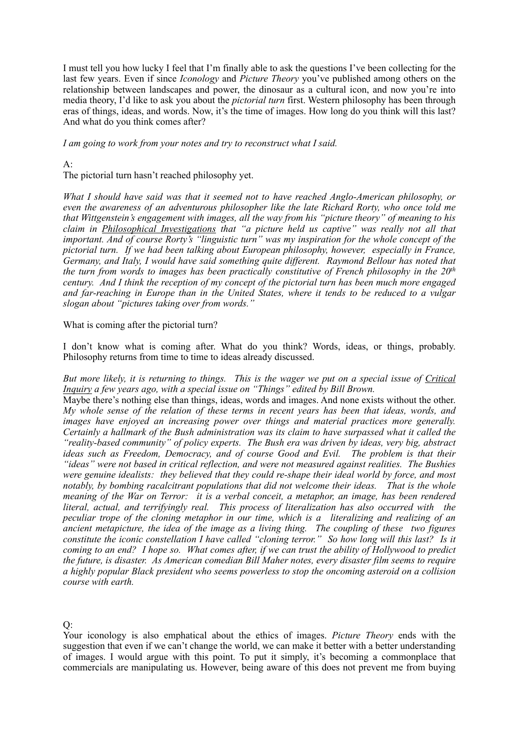I must tell you how lucky I feel that I'm finally able to ask the questions I've been collecting for the last few years. Even if since *Iconology* and *Picture Theory* you've published among others on the relationship between landscapes and power, the dinosaur as a cultural icon, and now you're into media theory, I'd like to ask you about the *pictorial turn* first. Western philosophy has been through eras of things, ideas, and words. Now, it's the time of images. How long do you think will this last? And what do you think comes after?

*I am going to work from your notes and try to reconstruct what I said.*

A:
The pictorial turn hasn't reached philosophy yet.

*What I should have said was that it seemed not to have reached Anglo-American philosophy, or even the awareness of an adventurous philosopher like the late Richard Rorty, who once told me that Wittgenstein's engagement with images, all the way from his "picture theory" of meaning to his claim in* <u>*Philosophical Investigations*</u> *that "a picture held us captive" was really not all that important. And of course Rorty's "linguistic turn" was my inspiration for the whole concept of the pictorial turn. If we had been talking about European philosophy, however, especially in France, Germany, and Italy, I would have said something quite different. Raymond Bellour has noted that the turn from words to images has been practically constitutive of French philosophy in the 20th century. And I think the reception of my concept of the pictorial turn has been much more engaged and far-reaching in Europe than in the United States, where it tends to be reduced to a vulgar slogan about "pictures taking over from words."*

What is coming after the pictorial turn?

I don't know what is coming after. What do you think? Words, ideas, or things, probably. Philosophy returns from time to time to ideas already discussed.

*But more likely, it is returning to things. This is the wager we put on a special issue of* <u>*Critical Inquiry*</u> *a few years ago, with a special issue on "Things" edited by Bill Brown.*
Maybe there's nothing else than things, ideas, words and images. And none exists without the other. *My whole sense of the relation of these terms in recent years has been that ideas, words, and images have enjoyed an increasing power over things and material practices more generally. Certainly a hallmark of the Bush administration was its claim to have surpassed what it called the "reality-based community" of policy experts. The Bush era was driven by ideas, very big, abstract ideas such as Freedom, Democracy, and of course Good and Evil. The problem is that their "ideas" were not based in critical reflection, and were not measured against realities. The Bushies were genuine idealists: they believed that they could re-shape their ideal world by force, and most notably, by bombing racalcitrant populations that did not welcome their ideas. That is the whole meaning of the War on Terror: it is a verbal conceit, a metaphor, an image, has been rendered literal, actual, and terrifyingly real. This process of literalization has also occurred with the peculiar trope of the cloning metaphor in our time, which is a literalizing and realizing of an ancient metapicture, the idea of the image as a living thing. The coupling of these two figures constitute the iconic constellation I have called "cloning terror." So how long will this last? Is it coming to an end? I hope so. What comes after, if we can trust the ability of Hollywood to predict the future, is disaster. As American comedian Bill Maher notes, every disaster film seems to require a highly popular Black president who seems powerless to stop the oncoming asteroid on a collision course with earth.*

Q:
Your iconology is also emphatical about the ethics of images. *Picture Theory* ends with the suggestion that even if we can't change the world, we can make it better with a better understanding of images. I would argue with this point. To put it simply, it's becoming a commonplace that commercials are manipulating us. However, being aware of this does not prevent me from buying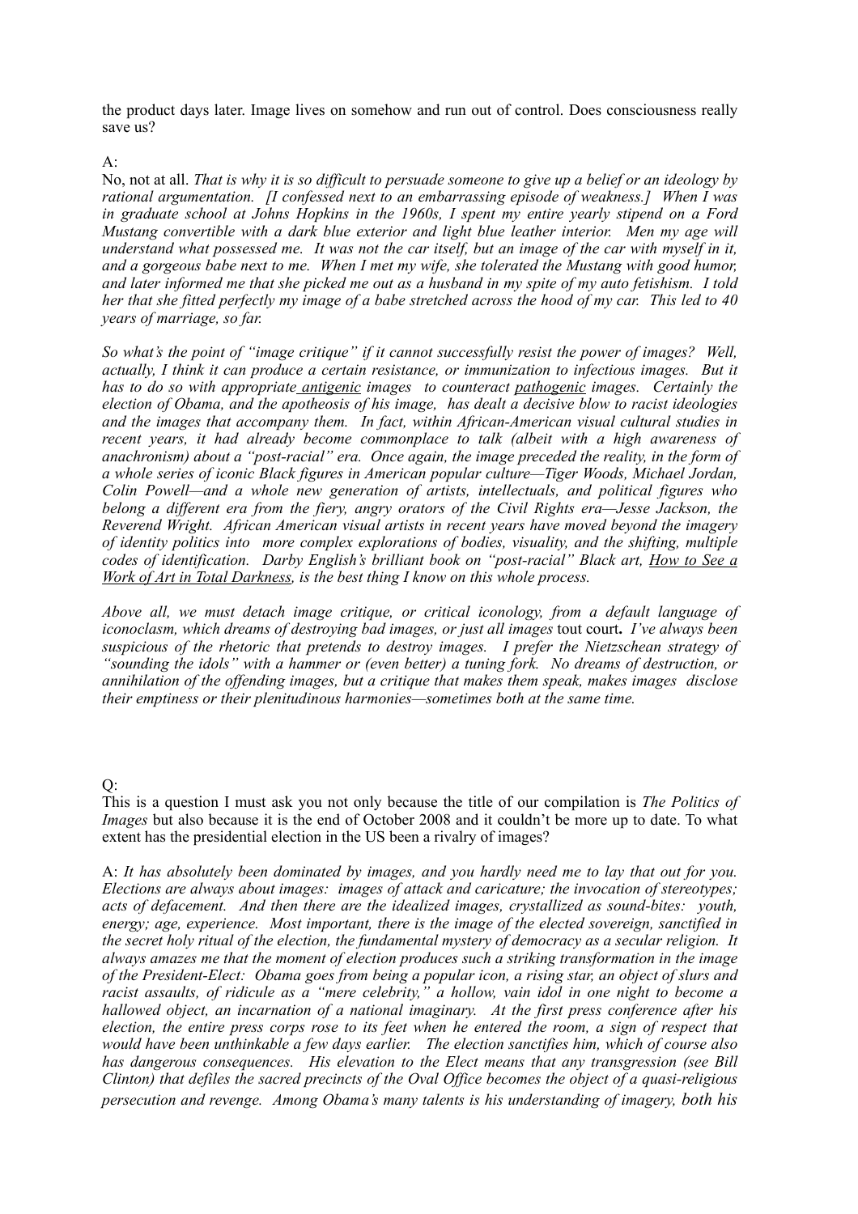the product days later. Image lives on somehow and run out of control. Does consciousness really save us?

A:

No, not at all. *That is why it is so difficult to persuade someone to give up a belief or an ideology by rational argumentation. [I confessed next to an embarrassing episode of weakness.] When I was in graduate school at Johns Hopkins in the 1960s, I spent my entire yearly stipend on a Ford Mustang convertible with a dark blue exterior and light blue leather interior. Men my age will understand what possessed me. It was not the car itself, but an image of the car with myself in it, and a gorgeous babe next to me. When I met my wife, she tolerated the Mustang with good humor, and later informed me that she picked me out as a husband in my spite of my auto fetishism. I told her that she fitted perfectly my image of a babe stretched across the hood of my car. This led to 40 years of marriage, so far.*

*So what's the point of "image critique" if it cannot successfully resist the power of images? Well, actually, I think it can produce a certain resistance, or immunization to infectious images. But it has to do so with appropriate antigenic images to counteract pathogenic images. Certainly the election of Obama, and the apotheosis of his image, has dealt a decisive blow to racist ideologies and the images that accompany them. In fact, within African-American visual cultural studies in recent years, it had already become commonplace to talk (albeit with a high awareness of anachronism) about a "post-racial" era. Once again, the image preceded the reality, in the form of a whole series of iconic Black figures in American popular culture—Tiger Woods, Michael Jordan, Colin Powell—and a whole new generation of artists, intellectuals, and political figures who belong a different era from the fiery, angry orators of the Civil Rights era—Jesse Jackson, the Reverend Wright. African American visual artists in recent years have moved beyond the imagery of identity politics into more complex explorations of bodies, visuality, and the shifting, multiple codes of identification. Darby English's brilliant book on "post-racial" Black art, How to See a Work of Art in Total Darkness, is the best thing I know on this whole process.*

*Above all, we must detach image critique, or critical iconology, from a default language of iconoclasm, which dreams of destroying bad images, or just all images* tout court**.** *I've always been suspicious of the rhetoric that pretends to destroy images. I prefer the Nietzschean strategy of "sounding the idols" with a hammer or (even better) a tuning fork. No dreams of destruction, or annihilation of the offending images, but a critique that makes them speak, makes images disclose their emptiness or their plenitudinous harmonies—sometimes both at the same time.*

Q:

This is a question I must ask you not only because the title of our compilation is *The Politics of Images* but also because it is the end of October 2008 and it couldn't be more up to date. To what extent has the presidential election in the US been a rivalry of images?

A: *It has absolutely been dominated by images, and you hardly need me to lay that out for you. Elections are always about images: images of attack and caricature; the invocation of stereotypes; acts of defacement. And then there are the idealized images, crystallized as sound-bites: youth, energy; age, experience. Most important, there is the image of the elected sovereign, sanctified in the secret holy ritual of the election, the fundamental mystery of democracy as a secular religion. It always amazes me that the moment of election produces such a striking transformation in the image of the President-Elect: Obama goes from being a popular icon, a rising star, an object of slurs and racist assaults, of ridicule as a "mere celebrity," a hollow, vain idol in one night to become a hallowed object, an incarnation of a national imaginary. At the first press conference after his election, the entire press corps rose to its feet when he entered the room, a sign of respect that would have been unthinkable a few days earlier. The election sanctifies him, which of course also has dangerous consequences. His elevation to the Elect means that any transgression (see Bill Clinton) that defiles the sacred precincts of the Oval Office becomes the object of a quasi-religious persecution and revenge. Among Obama's many talents is his understanding of imagery, both his*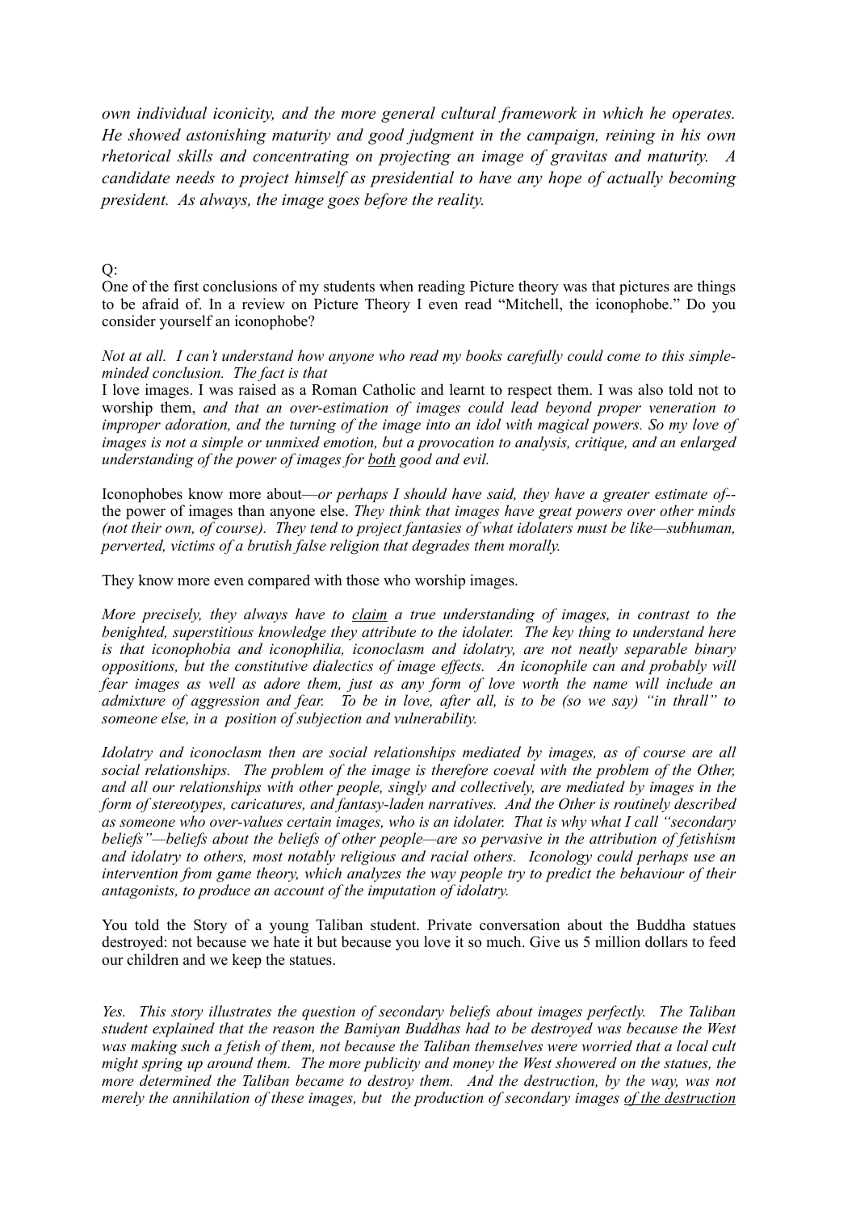*own individual iconicity, and the more general cultural framework in which he operates. He showed astonishing maturity and good judgment in the campaign, reining in his own rhetorical skills and concentrating on projecting an image of gravitas and maturity. A candidate needs to project himself as presidential to have any hope of actually becoming president. As always, the image goes before the reality.*

Q:
One of the first conclusions of my students when reading Picture theory was that pictures are things to be afraid of. In a review on Picture Theory I even read "Mitchell, the iconophobe." Do you consider yourself an iconophobe?

*Not at all. I can't understand how anyone who read my books carefully could come to this simple-minded conclusion. The fact is that*
I love images. I was raised as a Roman Catholic and learnt to respect them. I was also told not to worship them, *and that an over-estimation of images could lead beyond proper veneration to improper adoration, and the turning of the image into an idol with magical powers. So my love of images is not a simple or unmixed emotion, but a provocation to analysis, critique, and an enlarged understanding of the power of images for <u>both</u> good and evil.*

Iconophobes know more about—*or perhaps I should have said, they have a greater estimate of--* the power of images than anyone else. *They think that images have great powers over other minds (not their own, of course). They tend to project fantasies of what idolaters must be like—subhuman, perverted, victims of a brutish false religion that degrades them morally.*

They know more even compared with those who worship images.

*More precisely, they always have to <u>claim</u> a true understanding of images, in contrast to the benighted, superstitious knowledge they attribute to the idolater. The key thing to understand here is that iconophobia and iconophilia, iconoclasm and idolatry, are not neatly separable binary oppositions, but the constitutive dialectics of image effects. An iconophile can and probably will fear images as well as adore them, just as any form of love worth the name will include an admixture of aggression and fear. To be in love, after all, is to be (so we say) "in thrall" to someone else, in a position of subjection and vulnerability.*

*Idolatry and iconoclasm then are social relationships mediated by images, as of course are all social relationships. The problem of the image is therefore coeval with the problem of the Other, and all our relationships with other people, singly and collectively, are mediated by images in the form of stereotypes, caricatures, and fantasy-laden narratives. And the Other is routinely described as someone who over-values certain images, who is an idolater. That is why what I call "secondary beliefs"—beliefs about the beliefs of other people—are so pervasive in the attribution of fetishism and idolatry to others, most notably religious and racial others. Iconology could perhaps use an intervention from game theory, which analyzes the way people try to predict the behaviour of their antagonists, to produce an account of the imputation of idolatry.*

You told the Story of a young Taliban student. Private conversation about the Buddha statues destroyed: not because we hate it but because you love it so much. Give us 5 million dollars to feed our children and we keep the statues.

*Yes. This story illustrates the question of secondary beliefs about images perfectly. The Taliban student explained that the reason the Bamiyan Buddhas had to be destroyed was because the West was making such a fetish of them, not because the Taliban themselves were worried that a local cult might spring up around them. The more publicity and money the West showered on the statues, the more determined the Taliban became to destroy them. And the destruction, by the way, was not merely the annihilation of these images, but the production of secondary images <u>of the destruction</u>*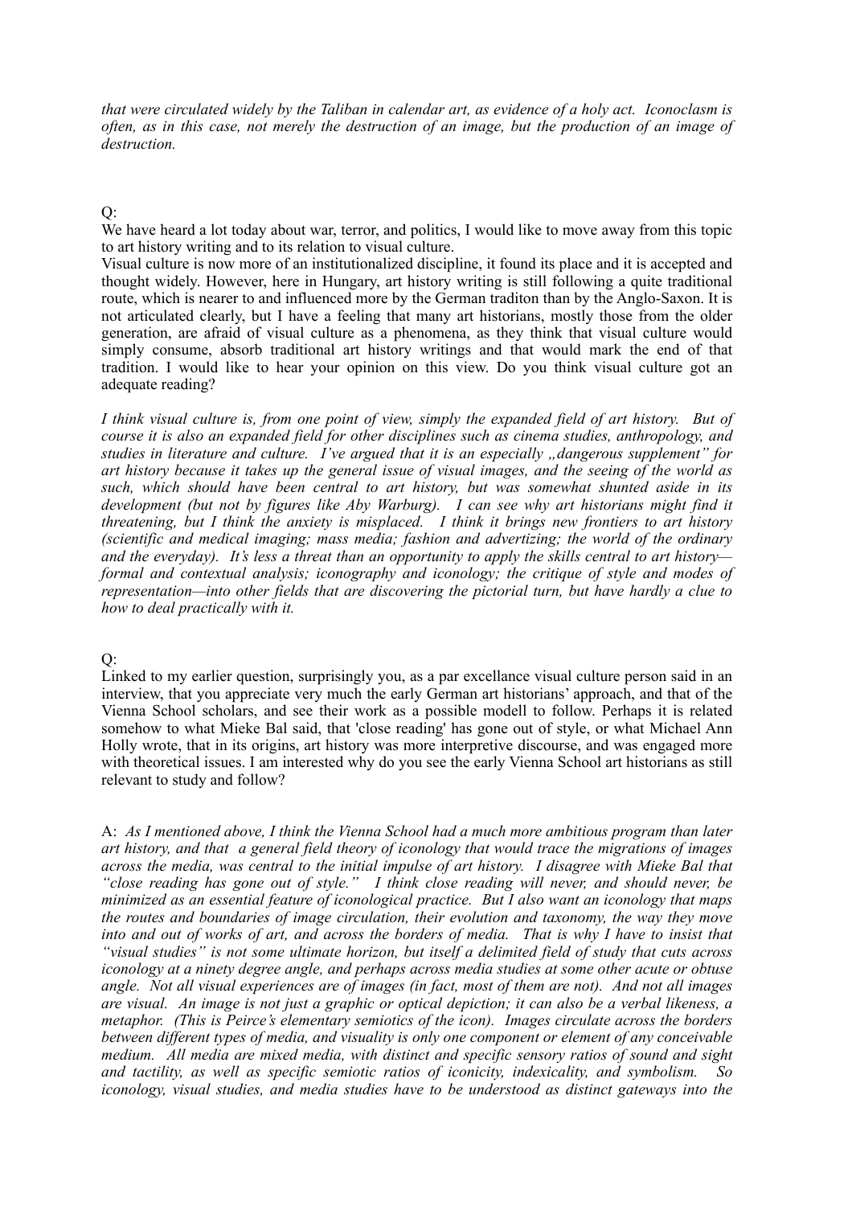*that were circulated widely by the Taliban in calendar art, as evidence of a holy act. Iconoclasm is often, as in this case, not merely the destruction of an image, but the production of an image of destruction.*

Q:
We have heard a lot today about war, terror, and politics, I would like to move away from this topic to art history writing and to its relation to visual culture.
Visual culture is now more of an institutionalized discipline, it found its place and it is accepted and thought widely. However, here in Hungary, art history writing is still following a quite traditional route, which is nearer to and influenced more by the German traditon than by the Anglo-Saxon. It is not articulated clearly, but I have a feeling that many art historians, mostly those from the older generation, are afraid of visual culture as a phenomena, as they think that visual culture would simply consume, absorb traditional art history writings and that would mark the end of that tradition. I would like to hear your opinion on this view. Do you think visual culture got an adequate reading?

*I think visual culture is, from one point of view, simply the expanded field of art history. But of course it is also an expanded field for other disciplines such as cinema studies, anthropology, and studies in literature and culture. I've argued that it is an especially „dangerous supplement" for art history because it takes up the general issue of visual images, and the seeing of the world as such, which should have been central to art history, but was somewhat shunted aside in its development (but not by figures like Aby Warburg). I can see why art historians might find it threatening, but I think the anxiety is misplaced. I think it brings new frontiers to art history (scientific and medical imaging; mass media; fashion and advertizing; the world of the ordinary and the everyday). It's less a threat than an opportunity to apply the skills central to art history—formal and contextual analysis; iconography and iconology; the critique of style and modes of representation—into other fields that are discovering the pictorial turn, but have hardly a clue to how to deal practically with it.*

Q:
Linked to my earlier question, surprisingly you, as a par excellance visual culture person said in an interview, that you appreciate very much the early German art historians' approach, and that of the Vienna School scholars, and see their work as a possible modell to follow. Perhaps it is related somehow to what Mieke Bal said, that 'close reading' has gone out of style, or what Michael Ann Holly wrote, that in its origins, art history was more interpretive discourse, and was engaged more with theoretical issues. I am interested why do you see the early Vienna School art historians as still relevant to study and follow?

A: *As I mentioned above, I think the Vienna School had a much more ambitious program than later art history, and that a general field theory of iconology that would trace the migrations of images across the media, was central to the initial impulse of art history. I disagree with Mieke Bal that "close reading has gone out of style." I think close reading will never, and should never, be minimized as an essential feature of iconological practice. But I also want an iconology that maps the routes and boundaries of image circulation, their evolution and taxonomy, the way they move into and out of works of art, and across the borders of media. That is why I have to insist that "visual studies" is not some ultimate horizon, but itself a delimited field of study that cuts across iconology at a ninety degree angle, and perhaps across media studies at some other acute or obtuse angle. Not all visual experiences are of images (in fact, most of them are not). And not all images are visual. An image is not just a graphic or optical depiction; it can also be a verbal likeness, a metaphor. (This is Peirce's elementary semiotics of the icon). Images circulate across the borders between different types of media, and visuality is only one component or element of any conceivable medium. All media are mixed media, with distinct and specific sensory ratios of sound and sight and tactility, as well as specific semiotic ratios of iconicity, indexicality, and symbolism. So iconology, visual studies, and media studies have to be understood as distinct gateways into the*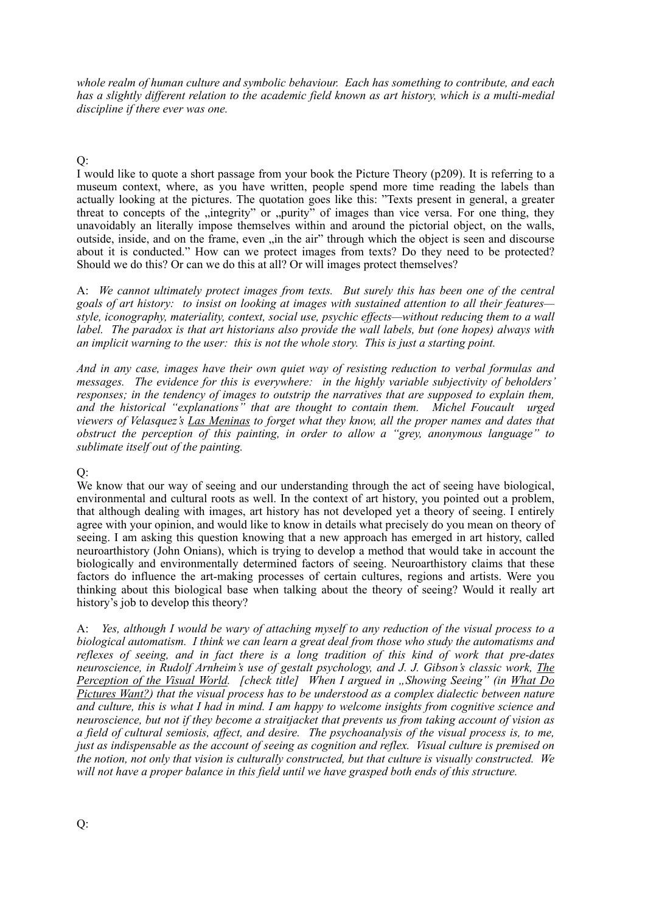*whole realm of human culture and symbolic behaviour. Each has something to contribute, and each has a slightly different relation to the academic field known as art history, which is a multi-medial discipline if there ever was one.*

Q:
I would like to quote a short passage from your book the Picture Theory (p209). It is referring to a museum context, where, as you have written, people spend more time reading the labels than actually looking at the pictures. The quotation goes like this: "Texts present in general, a greater threat to concepts of the „integrity" or „purity" of images than vice versa. For one thing, they unavoidably an literally impose themselves within and around the pictorial object, on the walls, outside, inside, and on the frame, even „in the air" through which the object is seen and discourse about it is conducted." How can we protect images from texts? Do they need to be protected? Should we do this? Or can we do this at all? Or will images protect themselves?

A: *We cannot ultimately protect images from texts. But surely this has been one of the central goals of art history: to insist on looking at images with sustained attention to all their features—style, iconography, materiality, context, social use, psychic effects—without reducing them to a wall label. The paradox is that art historians also provide the wall labels, but (one hopes) always with an implicit warning to the user: this is not the whole story. This is just a starting point.*

*And in any case, images have their own quiet way of resisting reduction to verbal formulas and messages. The evidence for this is everywhere: in the highly variable subjectivity of beholders' responses; in the tendency of images to outstrip the narratives that are supposed to explain them, and the historical "explanations" that are thought to contain them. Michel Foucault urged viewers of Velasquez's* Las Meninas *to forget what they know, all the proper names and dates that obstruct the perception of this painting, in order to allow a "grey, anonymous language" to sublimate itself out of the painting.*

Q:
We know that our way of seeing and our understanding through the act of seeing have biological, environmental and cultural roots as well. In the context of art history, you pointed out a problem, that although dealing with images, art history has not developed yet a theory of seeing. I entirely agree with your opinion, and would like to know in details what precisely do you mean on theory of seeing. I am asking this question knowing that a new approach has emerged in art history, called neuroarthistory (John Onians), which is trying to develop a method that would take in account the biologically and environmentally determined factors of seeing. Neuroarthistory claims that these factors do influence the art-making processes of certain cultures, regions and artists. Were you thinking about this biological base when talking about the theory of seeing? Would it really art history's job to develop this theory?

A: *Yes, although I would be wary of attaching myself to any reduction of the visual process to a biological automatism. I think we can learn a great deal from those who study the automatisms and reflexes of seeing, and in fact there is a long tradition of this kind of work that pre-dates neuroscience, in Rudolf Arnheim's use of gestalt psychology, and J. J. Gibson's classic work,* The Perception of the Visual World*. [check title] When I argued in „Showing Seeing" (in* What Do Pictures Want?*) that the visual process has to be understood as a complex dialectic between nature and culture, this is what I had in mind. I am happy to welcome insights from cognitive science and neuroscience, but not if they become a straitjacket that prevents us from taking account of vision as a field of cultural semiosis, affect, and desire. The psychoanalysis of the visual process is, to me, just as indispensable as the account of seeing as cognition and reflex. Visual culture is premised on the notion, not only that vision is culturally constructed, but that culture is visually constructed. We will not have a proper balance in this field until we have grasped both ends of this structure.*

Q: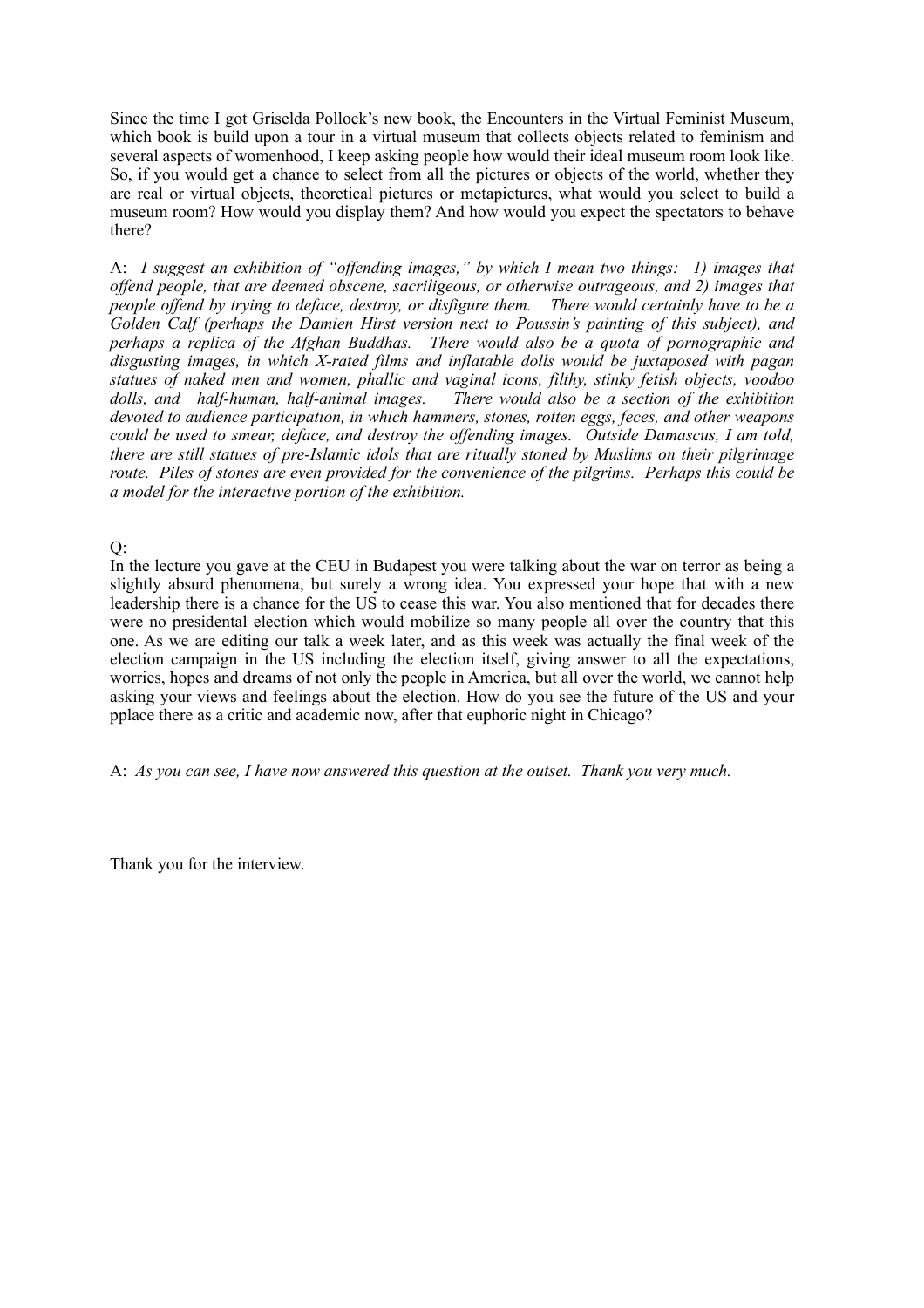Since the time I got Griselda Pollock's new book, the Encounters in the Virtual Feminist Museum, which book is build upon a tour in a virtual museum that collects objects related to feminism and several aspects of womenhood, I keep asking people how would their ideal museum room look like. So, if you would get a chance to select from all the pictures or objects of the world, whether they are real or virtual objects, theoretical pictures or metapictures, what would you select to build a museum room? How would you display them? And how would you expect the spectators to behave there?

A: *I suggest an exhibition of "offending images," by which I mean two things: 1) images that offend people, that are deemed obscene, sacriligeous, or otherwise outrageous, and 2) images that people offend by trying to deface, destroy, or disfigure them. There would certainly have to be a Golden Calf (perhaps the Damien Hirst version next to Poussin's painting of this subject), and perhaps a replica of the Afghan Buddhas. There would also be a quota of pornographic and disgusting images, in which X-rated films and inflatable dolls would be juxtaposed with pagan statues of naked men and women, phallic and vaginal icons, filthy, stinky fetish objects, voodoo dolls, and half-human, half-animal images. There would also be a section of the exhibition devoted to audience participation, in which hammers, stones, rotten eggs, feces, and other weapons could be used to smear, deface, and destroy the offending images. Outside Damascus, I am told, there are still statues of pre-Islamic idols that are ritually stoned by Muslims on their pilgrimage route. Piles of stones are even provided for the convenience of the pilgrims. Perhaps this could be a model for the interactive portion of the exhibition.*

Q:
In the lecture you gave at the CEU in Budapest you were talking about the war on terror as being a slightly absurd phenomena, but surely a wrong idea. You expressed your hope that with a new leadership there is a chance for the US to cease this war. You also mentioned that for decades there were no presidental election which would mobilize so many people all over the country that this one. As we are editing our talk a week later, and as this week was actually the final week of the election campaign in the US including the election itself, giving answer to all the expectations, worries, hopes and dreams of not only the people in America, but all over the world, we cannot help asking your views and feelings about the election. How do you see the future of the US and your pplace there as a critic and academic now, after that euphoric night in Chicago?

A: *As you can see, I have now answered this question at the outset. Thank you very much.*

Thank you for the interview.